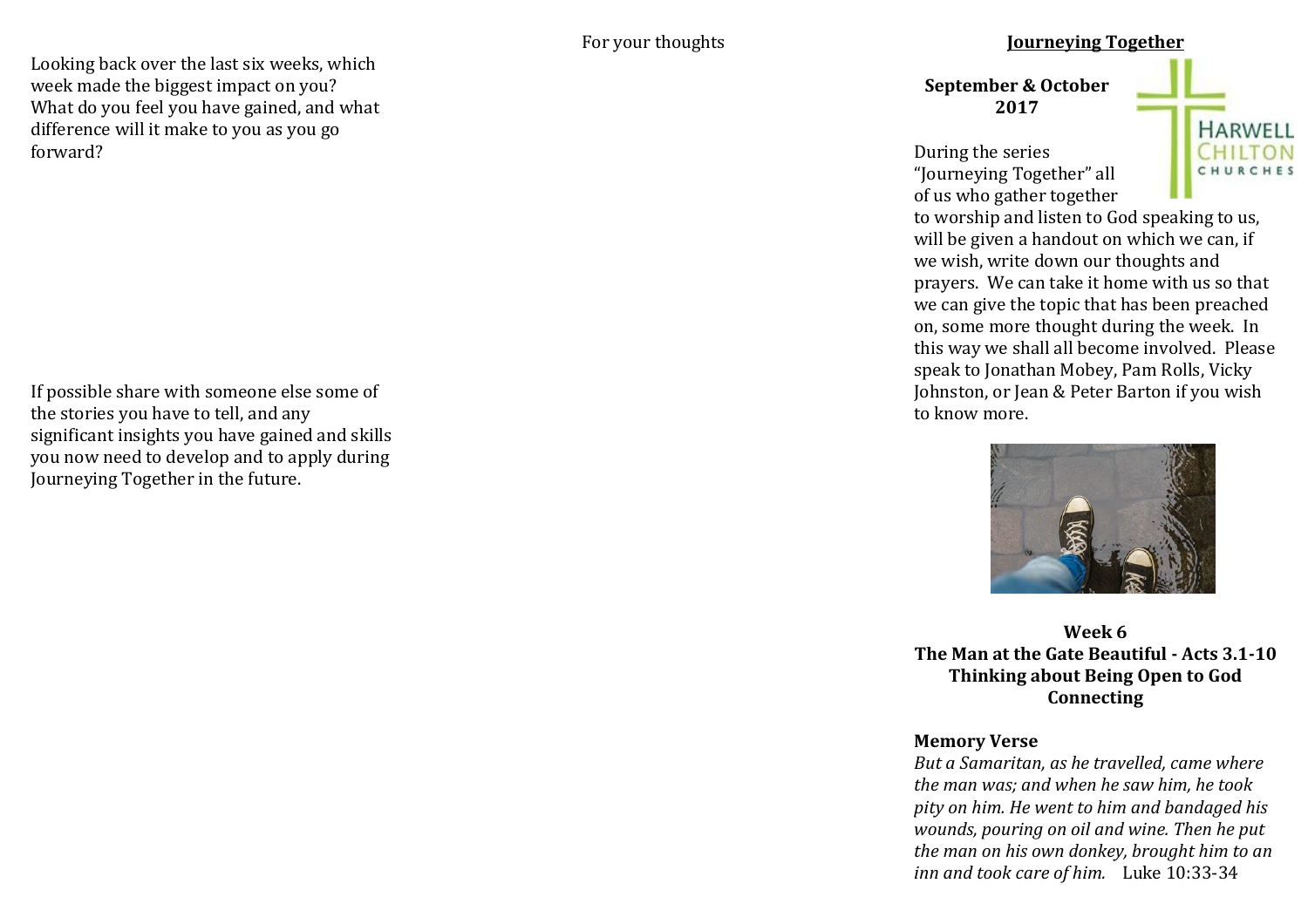Looking back over the last six weeks, which week made the biggest impact on you? What do you feel you have gained, and what difference will it make to you as you go forward?

If possible share with someone else some of the stories you have to tell, and any significant insights you have gained and skills you now need to develop and to apply during Journeying Together in the future.

For your thoughts

## Journeying Together

**September & October 2017**

During the series "Journeying Together" all of us who gather together to worship and listen to God speaking to us, will be given a handout on which we can, if we wish, write down our thoughts and prayers. We can take it home with us so that we can give the topic that has been preached on, some more thought during the week. In this way we shall all become involved. Please speak to Jonathan Mobey, Pam Rolls, Vicky Johnston, or Jean & Peter Barton if you wish to know more.

**Week 6**
**The Man at the Gate Beautiful - Acts 3.1-10**
**Thinking about Being Open to God**
**Connecting**

**Memory Verse**

*But a Samaritan, as he travelled, came where the man was; and when he saw him, he took pity on him. He went to him and bandaged his wounds, pouring on oil and wine. Then he put the man on his own donkey, brought him to an inn and took care of him.* Luke 10:33-34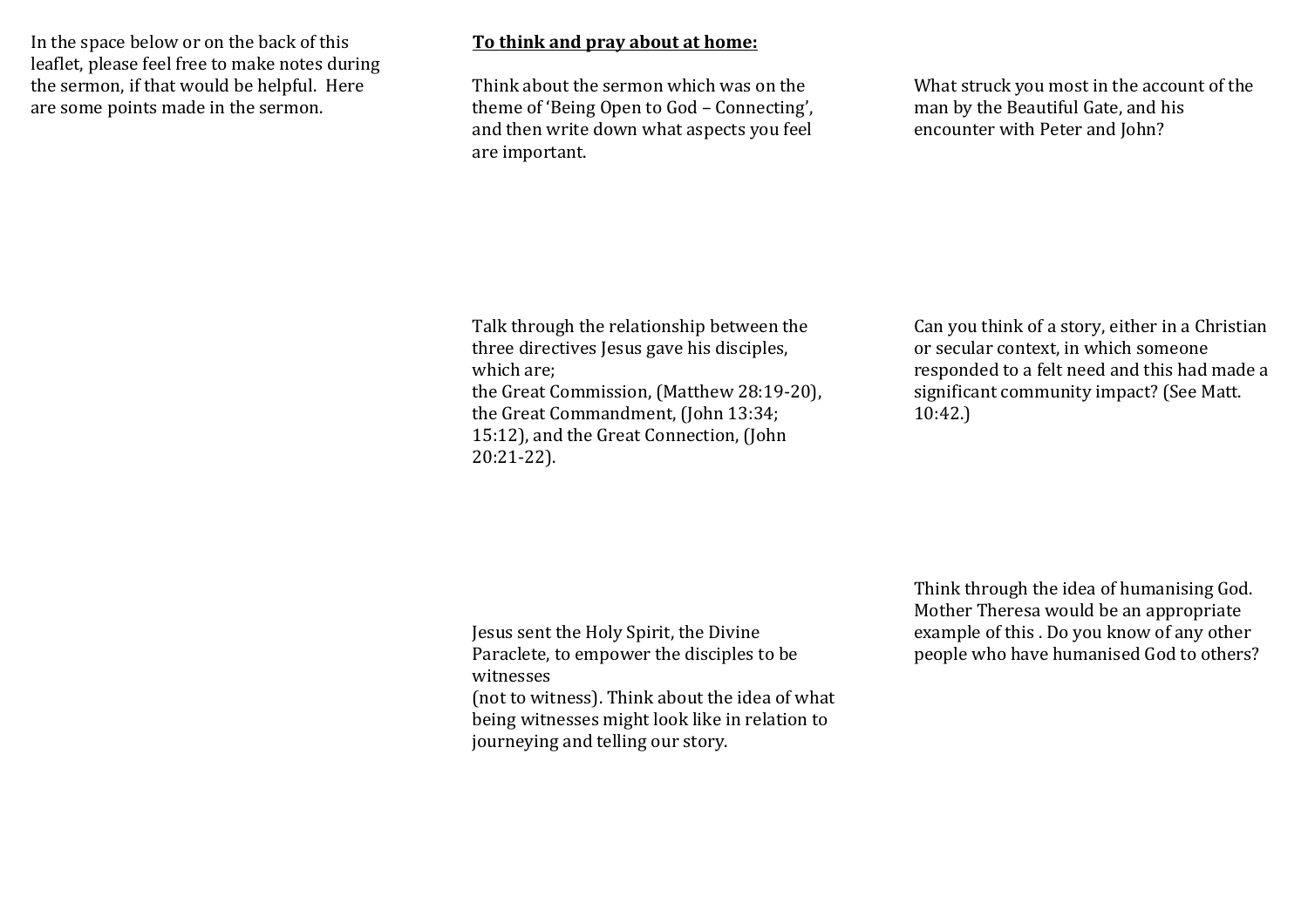In the space below or on the back of this leaflet, please feel free to make notes during the sermon, if that would be helpful. Here are some points made in the sermon.

**To think and pray about at home:**

Think about the sermon which was on the theme of 'Being Open to God – Connecting', and then write down what aspects you feel are important.

Talk through the relationship between the three directives Jesus gave his disciples, which are;
the Great Commission, (Matthew 28:19-20), the Great Commandment, (John 13:34; 15:12), and the Great Connection, (John 20:21-22).

Jesus sent the Holy Spirit, the Divine Paraclete, to empower the disciples to be witnesses
(not to witness). Think about the idea of what being witnesses might look like in relation to journeying and telling our story.

What struck you most in the account of the man by the Beautiful Gate, and his encounter with Peter and John?

Can you think of a story, either in a Christian or secular context, in which someone responded to a felt need and this had made a significant community impact? (See Matt. 10:42.)

Think through the idea of humanising God. Mother Theresa would be an appropriate example of this . Do you know of any other people who have humanised God to others?